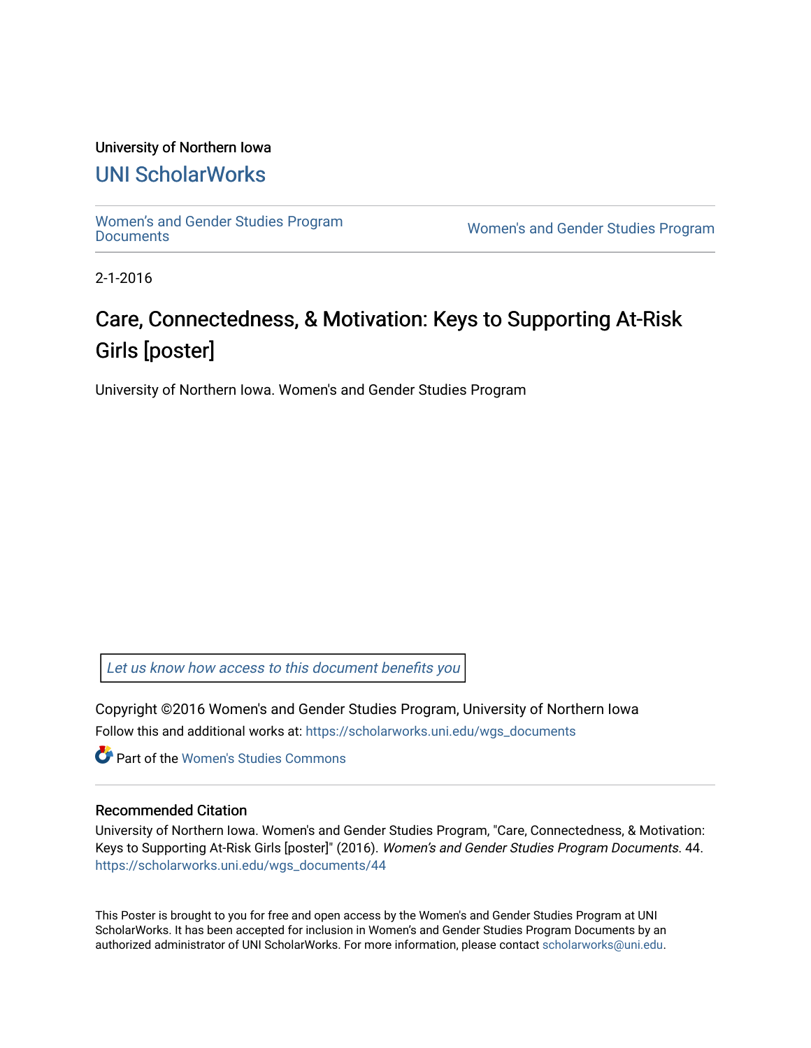University of Northern Iowa

# UNI ScholarWorks

Women's and Gender Studies Program Documents

Women's and Gender Studies Program

2-1-2016

# Care, Connectedness, & Motivation: Keys to Supporting At-Risk Girls [poster]

University of Northern Iowa. Women's and Gender Studies Program

*Let us know how access to this document benefits you*

Copyright ©2016 Women's and Gender Studies Program, University of Northern Iowa

Follow this and additional works at: https://scholarworks.uni.edu/wgs_documents

Part of the Women's Studies Commons

## Recommended Citation

University of Northern Iowa. Women's and Gender Studies Program, "Care, Connectedness, & Motivation: Keys to Supporting At-Risk Girls [poster]" (2016). *Women's and Gender Studies Program Documents*. 44.
https://scholarworks.uni.edu/wgs_documents/44

This Poster is brought to you for free and open access by the Women's and Gender Studies Program at UNI ScholarWorks. It has been accepted for inclusion in Women's and Gender Studies Program Documents by an authorized administrator of UNI ScholarWorks. For more information, please contact scholarworks@uni.edu.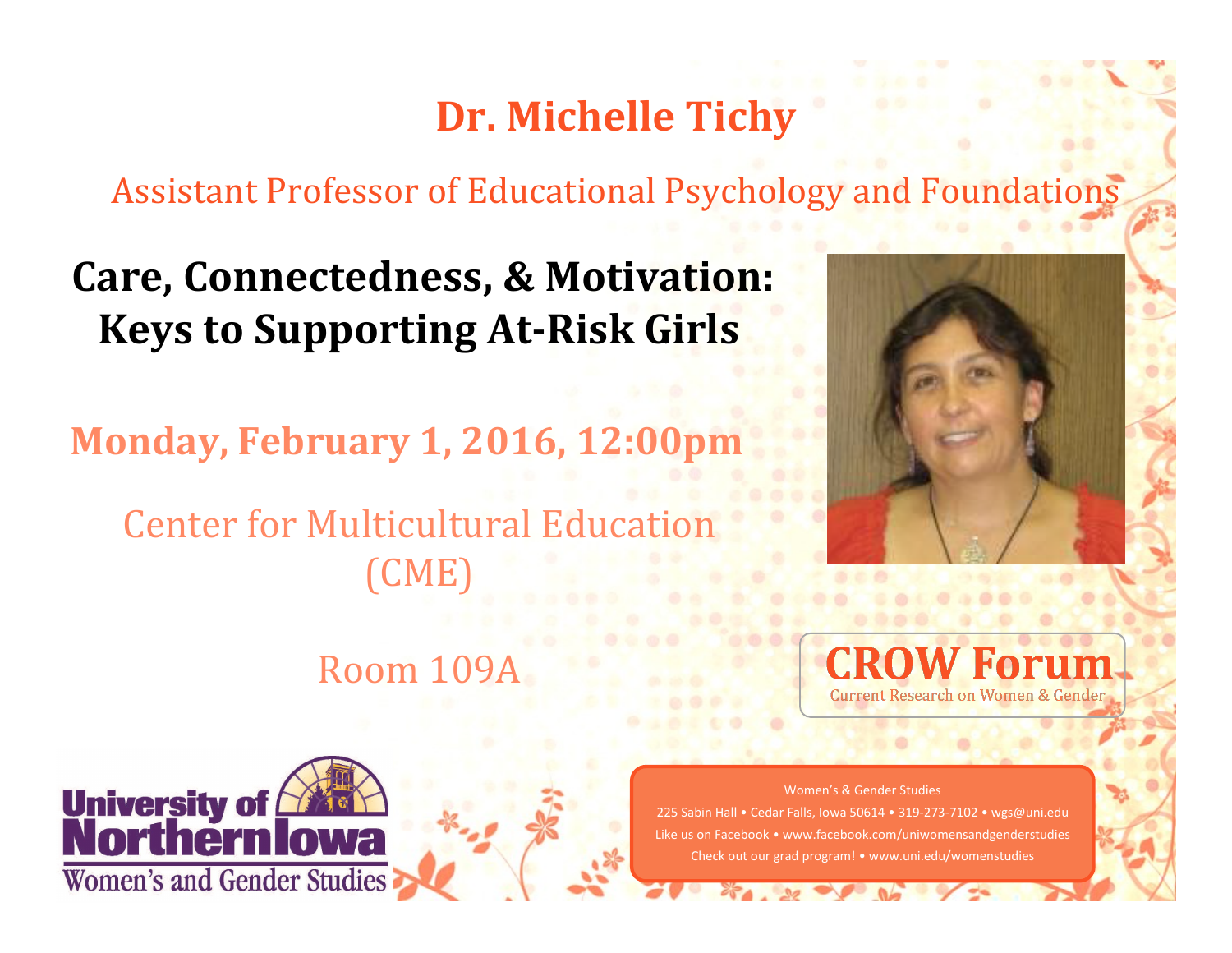# Dr. Michelle Tichy

Assistant Professor of Educational Psychology and Foundations

## Care, Connectedness, & Motivation: Keys to Supporting At-Risk Girls

**Monday, February 1, 2016, 12:00pm**

Center for Multicultural Education (CME)

Room 109A

**CROW Forum**
Current Research on Women & Gender

University of Northern Iowa
Women's and Gender Studies

Women's & Gender Studies
225 Sabin Hall • Cedar Falls, Iowa 50614 • 319-273-7102 • wgs@uni.edu
Like us on Facebook • www.facebook.com/uniwomensandgenderstudies
Check out our grad program! • www.uni.edu/womenstudies